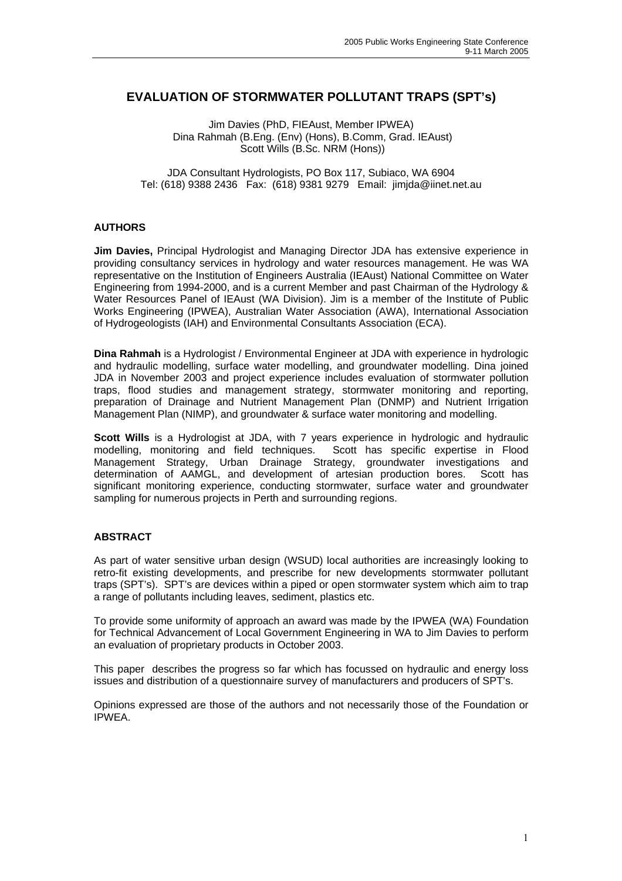# EVALUATION OF STORMWATER POLLUTANT TRAPS (SPT's)

Jim Davies (PhD, FIEAust, Member IPWEA)
Dina Rahmah (B.Eng. (Env) (Hons), B.Comm, Grad. IEAust)
Scott Wills (B.Sc. NRM (Hons))

JDA Consultant Hydrologists, PO Box 117, Subiaco, WA 6904
Tel: (618) 9388 2436 Fax: (618) 9381 9279 Email: jimjda@iinet.net.au

## AUTHORS

**Jim Davies,** Principal Hydrologist and Managing Director JDA has extensive experience in providing consultancy services in hydrology and water resources management. He was WA representative on the Institution of Engineers Australia (IEAust) National Committee on Water Engineering from 1994-2000, and is a current Member and past Chairman of the Hydrology & Water Resources Panel of IEAust (WA Division). Jim is a member of the Institute of Public Works Engineering (IPWEA), Australian Water Association (AWA), International Association of Hydrogeologists (IAH) and Environmental Consultants Association (ECA).

**Dina Rahmah** is a Hydrologist / Environmental Engineer at JDA with experience in hydrologic and hydraulic modelling, surface water modelling, and groundwater modelling. Dina joined JDA in November 2003 and project experience includes evaluation of stormwater pollution traps, flood studies and management strategy, stormwater monitoring and reporting, preparation of Drainage and Nutrient Management Plan (DNMP) and Nutrient Irrigation Management Plan (NIMP), and groundwater & surface water monitoring and modelling.

**Scott Wills** is a Hydrologist at JDA, with 7 years experience in hydrologic and hydraulic modelling, monitoring and field techniques. Scott has specific expertise in Flood Management Strategy, Urban Drainage Strategy, groundwater investigations and determination of AAMGL, and development of artesian production bores. Scott has significant monitoring experience, conducting stormwater, surface water and groundwater sampling for numerous projects in Perth and surrounding regions.

## ABSTRACT

As part of water sensitive urban design (WSUD) local authorities are increasingly looking to retro-fit existing developments, and prescribe for new developments stormwater pollutant traps (SPT's). SPT's are devices within a piped or open stormwater system which aim to trap a range of pollutants including leaves, sediment, plastics etc.

To provide some uniformity of approach an award was made by the IPWEA (WA) Foundation for Technical Advancement of Local Government Engineering in WA to Jim Davies to perform an evaluation of proprietary products in October 2003.

This paper describes the progress so far which has focussed on hydraulic and energy loss issues and distribution of a questionnaire survey of manufacturers and producers of SPT's.

Opinions expressed are those of the authors and not necessarily those of the Foundation or IPWEA.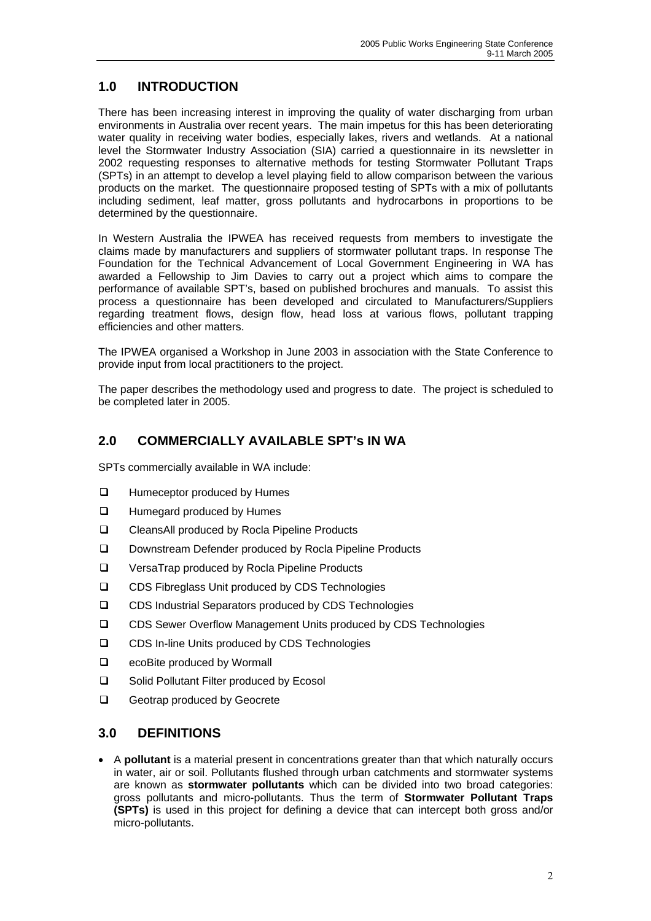## 1.0 INTRODUCTION

There has been increasing interest in improving the quality of water discharging from urban environments in Australia over recent years. The main impetus for this has been deteriorating water quality in receiving water bodies, especially lakes, rivers and wetlands. At a national level the Stormwater Industry Association (SIA) carried a questionnaire in its newsletter in 2002 requesting responses to alternative methods for testing Stormwater Pollutant Traps (SPTs) in an attempt to develop a level playing field to allow comparison between the various products on the market. The questionnaire proposed testing of SPTs with a mix of pollutants including sediment, leaf matter, gross pollutants and hydrocarbons in proportions to be determined by the questionnaire.

In Western Australia the IPWEA has received requests from members to investigate the claims made by manufacturers and suppliers of stormwater pollutant traps. In response The Foundation for the Technical Advancement of Local Government Engineering in WA has awarded a Fellowship to Jim Davies to carry out a project which aims to compare the performance of available SPT's, based on published brochures and manuals. To assist this process a questionnaire has been developed and circulated to Manufacturers/Suppliers regarding treatment flows, design flow, head loss at various flows, pollutant trapping efficiencies and other matters.

The IPWEA organised a Workshop in June 2003 in association with the State Conference to provide input from local practitioners to the project.

The paper describes the methodology used and progress to date. The project is scheduled to be completed later in 2005.

## 2.0 COMMERCIALLY AVAILABLE SPT's IN WA

SPTs commercially available in WA include:

- Humeceptor produced by Humes
- Humegard produced by Humes
- CleansAll produced by Rocla Pipeline Products
- Downstream Defender produced by Rocla Pipeline Products
- VersaTrap produced by Rocla Pipeline Products
- CDS Fibreglass Unit produced by CDS Technologies
- CDS Industrial Separators produced by CDS Technologies
- CDS Sewer Overflow Management Units produced by CDS Technologies
- CDS In-line Units produced by CDS Technologies
- ecoBite produced by Wormall
- Solid Pollutant Filter produced by Ecosol
- Geotrap produced by Geocrete

## 3.0 DEFINITIONS

- A **pollutant** is a material present in concentrations greater than that which naturally occurs in water, air or soil. Pollutants flushed through urban catchments and stormwater systems are known as **stormwater pollutants** which can be divided into two broad categories: gross pollutants and micro-pollutants. Thus the term of **Stormwater Pollutant Traps (SPTs)** is used in this project for defining a device that can intercept both gross and/or micro-pollutants.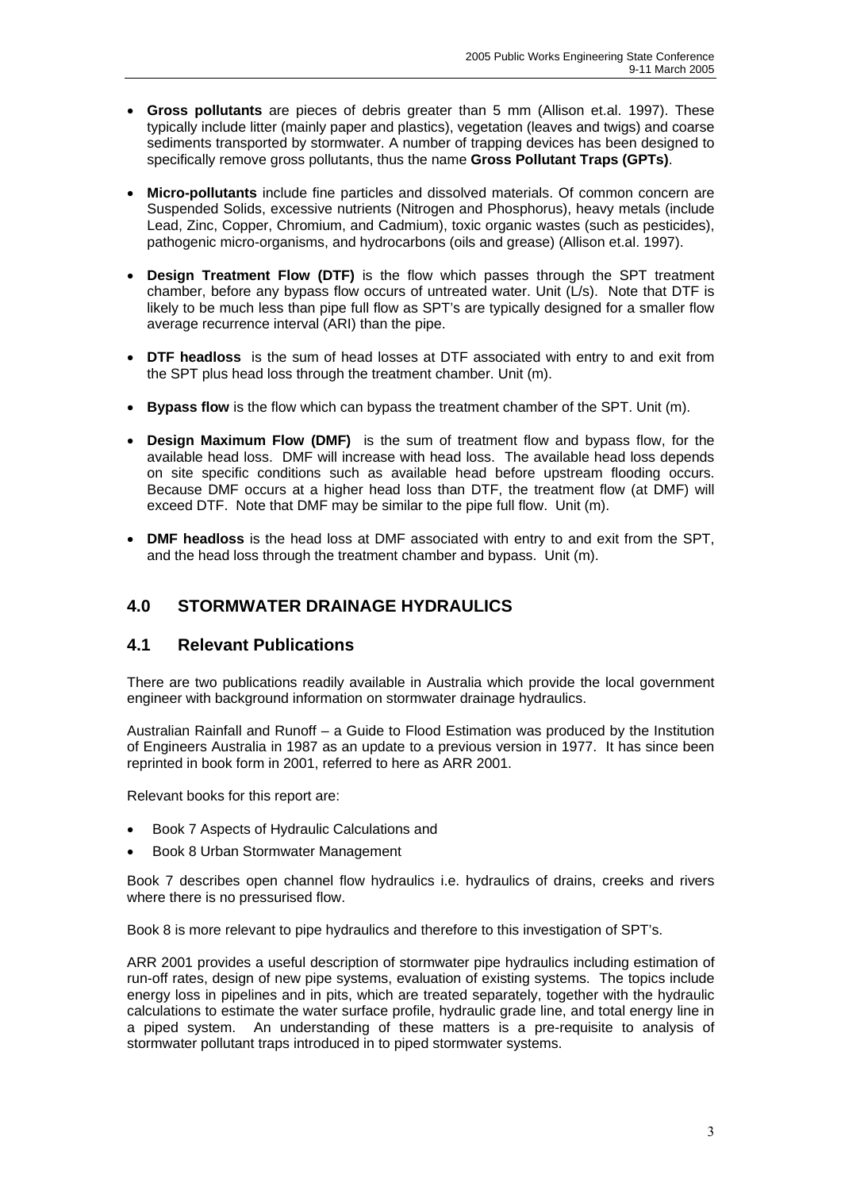- **Gross pollutants** are pieces of debris greater than 5 mm (Allison et.al. 1997). These typically include litter (mainly paper and plastics), vegetation (leaves and twigs) and coarse sediments transported by stormwater. A number of trapping devices has been designed to specifically remove gross pollutants, thus the name **Gross Pollutant Traps (GPTs)**.

- **Micro-pollutants** include fine particles and dissolved materials. Of common concern are Suspended Solids, excessive nutrients (Nitrogen and Phosphorus), heavy metals (include Lead, Zinc, Copper, Chromium, and Cadmium), toxic organic wastes (such as pesticides), pathogenic micro-organisms, and hydrocarbons (oils and grease) (Allison et.al. 1997).

- **Design Treatment Flow (DTF)** is the flow which passes through the SPT treatment chamber, before any bypass flow occurs of untreated water. Unit (L/s). Note that DTF is likely to be much less than pipe full flow as SPT's are typically designed for a smaller flow average recurrence interval (ARI) than the pipe.

- **DTF headloss** is the sum of head losses at DTF associated with entry to and exit from the SPT plus head loss through the treatment chamber. Unit (m).

- **Bypass flow** is the flow which can bypass the treatment chamber of the SPT. Unit (m).

- **Design Maximum Flow (DMF)** is the sum of treatment flow and bypass flow, for the available head loss. DMF will increase with head loss. The available head loss depends on site specific conditions such as available head before upstream flooding occurs. Because DMF occurs at a higher head loss than DTF, the treatment flow (at DMF) will exceed DTF. Note that DMF may be similar to the pipe full flow. Unit (m).

- **DMF headloss** is the head loss at DMF associated with entry to and exit from the SPT, and the head loss through the treatment chamber and bypass. Unit (m).

## 4.0 STORMWATER DRAINAGE HYDRAULICS

### 4.1 Relevant Publications

There are two publications readily available in Australia which provide the local government engineer with background information on stormwater drainage hydraulics.

Australian Rainfall and Runoff – a Guide to Flood Estimation was produced by the Institution of Engineers Australia in 1987 as an update to a previous version in 1977. It has since been reprinted in book form in 2001, referred to here as ARR 2001.

Relevant books for this report are:

- Book 7 Aspects of Hydraulic Calculations and
- Book 8 Urban Stormwater Management

Book 7 describes open channel flow hydraulics i.e. hydraulics of drains, creeks and rivers where there is no pressurised flow.

Book 8 is more relevant to pipe hydraulics and therefore to this investigation of SPT's.

ARR 2001 provides a useful description of stormwater pipe hydraulics including estimation of run-off rates, design of new pipe systems, evaluation of existing systems. The topics include energy loss in pipelines and in pits, which are treated separately, together with the hydraulic calculations to estimate the water surface profile, hydraulic grade line, and total energy line in a piped system. An understanding of these matters is a pre-requisite to analysis of stormwater pollutant traps introduced in to piped stormwater systems.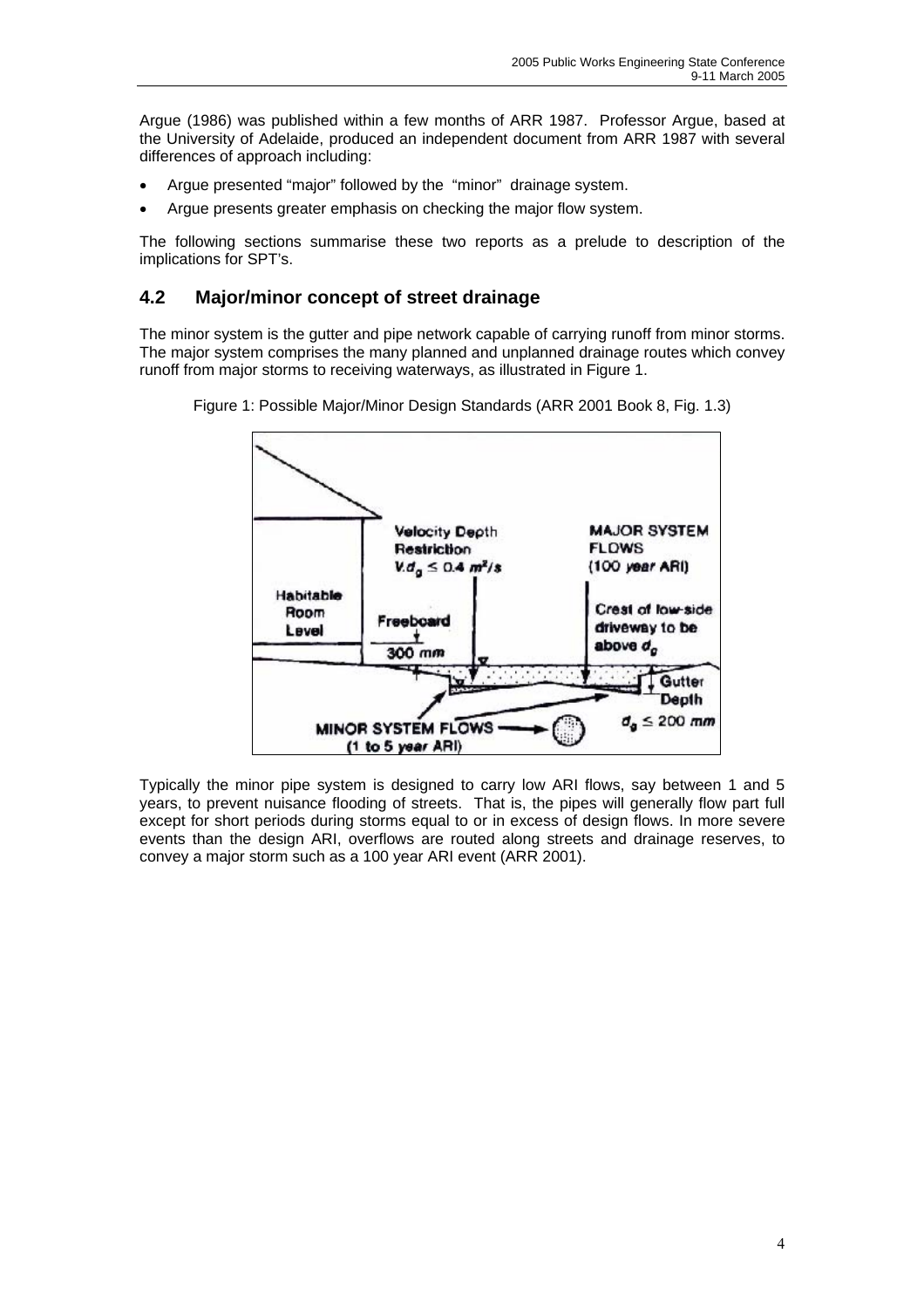Argue (1986) was published within a few months of ARR 1987. Professor Argue, based at the University of Adelaide, produced an independent document from ARR 1987 with several differences of approach including:

- Argue presented "major" followed by the "minor" drainage system.
- Argue presents greater emphasis on checking the major flow system.

The following sections summarise these two reports as a prelude to description of the implications for SPT's.

## 4.2 Major/minor concept of street drainage

The minor system is the gutter and pipe network capable of carrying runoff from minor storms. The major system comprises the many planned and unplanned drainage routes which convey runoff from major storms to receiving waterways, as illustrated in Figure 1.

Figure 1: Possible Major/Minor Design Standards (ARR 2001 Book 8, Fig. 1.3)

Typically the minor pipe system is designed to carry low ARI flows, say between 1 and 5 years, to prevent nuisance flooding of streets. That is, the pipes will generally flow part full except for short periods during storms equal to or in excess of design flows. In more severe events than the design ARI, overflows are routed along streets and drainage reserves, to convey a major storm such as a 100 year ARI event (ARR 2001).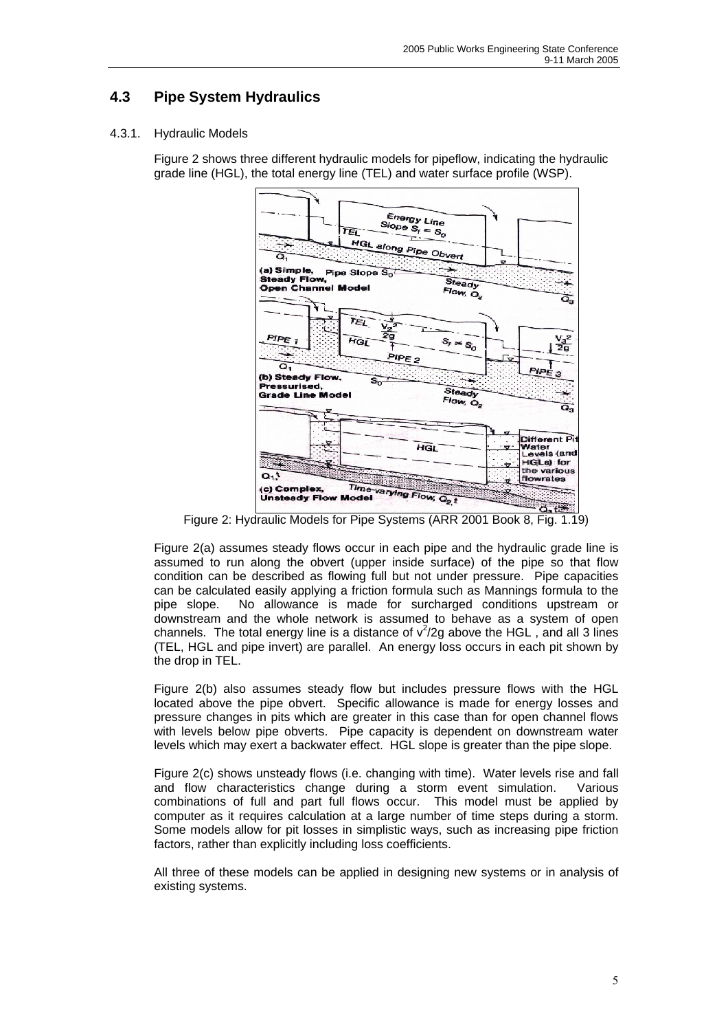## 4.3 Pipe System Hydraulics

### 4.3.1. Hydraulic Models

Figure 2 shows three different hydraulic models for pipeflow, indicating the hydraulic grade line (HGL), the total energy line (TEL) and water surface profile (WSP).

Figure 2: Hydraulic Models for Pipe Systems (ARR 2001 Book 8, Fig. 1.19)

Figure 2(a) assumes steady flows occur in each pipe and the hydraulic grade line is assumed to run along the obvert (upper inside surface) of the pipe so that flow condition can be described as flowing full but not under pressure. Pipe capacities can be calculated easily applying a friction formula such as Mannings formula to the pipe slope. No allowance is made for surcharged conditions upstream or downstream and the whole network is assumed to behave as a system of open channels. The total energy line is a distance of $v^2/2g$ above the HGL , and all 3 lines (TEL, HGL and pipe invert) are parallel. An energy loss occurs in each pit shown by the drop in TEL.

Figure 2(b) also assumes steady flow but includes pressure flows with the HGL located above the pipe obvert. Specific allowance is made for energy losses and pressure changes in pits which are greater in this case than for open channel flows with levels below pipe obverts. Pipe capacity is dependent on downstream water levels which may exert a backwater effect. HGL slope is greater than the pipe slope.

Figure 2(c) shows unsteady flows (i.e. changing with time). Water levels rise and fall and flow characteristics change during a storm event simulation. Various combinations of full and part full flows occur. This model must be applied by computer as it requires calculation at a large number of time steps during a storm. Some models allow for pit losses in simplistic ways, such as increasing pipe friction factors, rather than explicitly including loss coefficients.

All three of these models can be applied in designing new systems or in analysis of existing systems.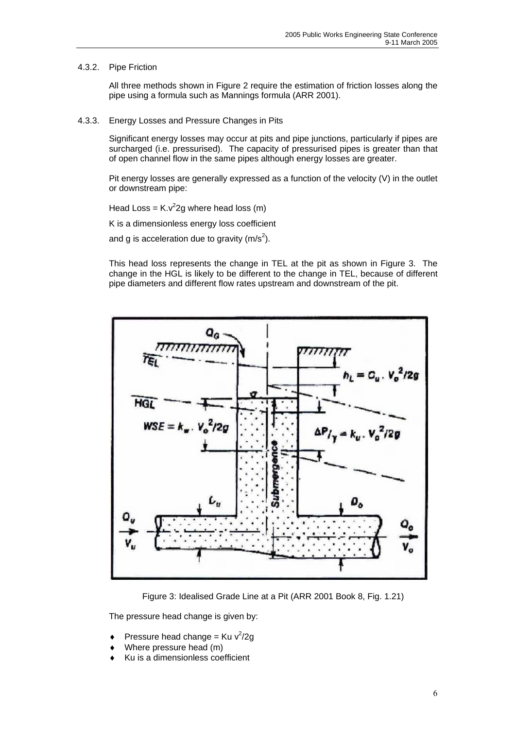### 4.3.2. Pipe Friction

All three methods shown in Figure 2 require the estimation of friction losses along the pipe using a formula such as Mannings formula (ARR 2001).

### 4.3.3. Energy Losses and Pressure Changes in Pits

Significant energy losses may occur at pits and pipe junctions, particularly if pipes are surcharged (i.e. pressurised). The capacity of pressurised pipes is greater than that of open channel flow in the same pipes although energy losses are greater.

Pit energy losses are generally expressed as a function of the velocity (V) in the outlet or downstream pipe:

Head Loss = $K.v^2 2g$ where head loss (m)

K is a dimensionless energy loss coefficient

and g is acceleration due to gravity ($m/s^2$).

This head loss represents the change in TEL at the pit as shown in Figure 3. The change in the HGL is likely to be different to the change in TEL, because of different pipe diameters and different flow rates upstream and downstream of the pit.

Figure 3: Idealised Grade Line at a Pit (ARR 2001 Book 8, Fig. 1.21)

The pressure head change is given by:

- Pressure head change = $Ku\ v^2/2g$
- Where pressure head (m)
- Ku is a dimensionless coefficient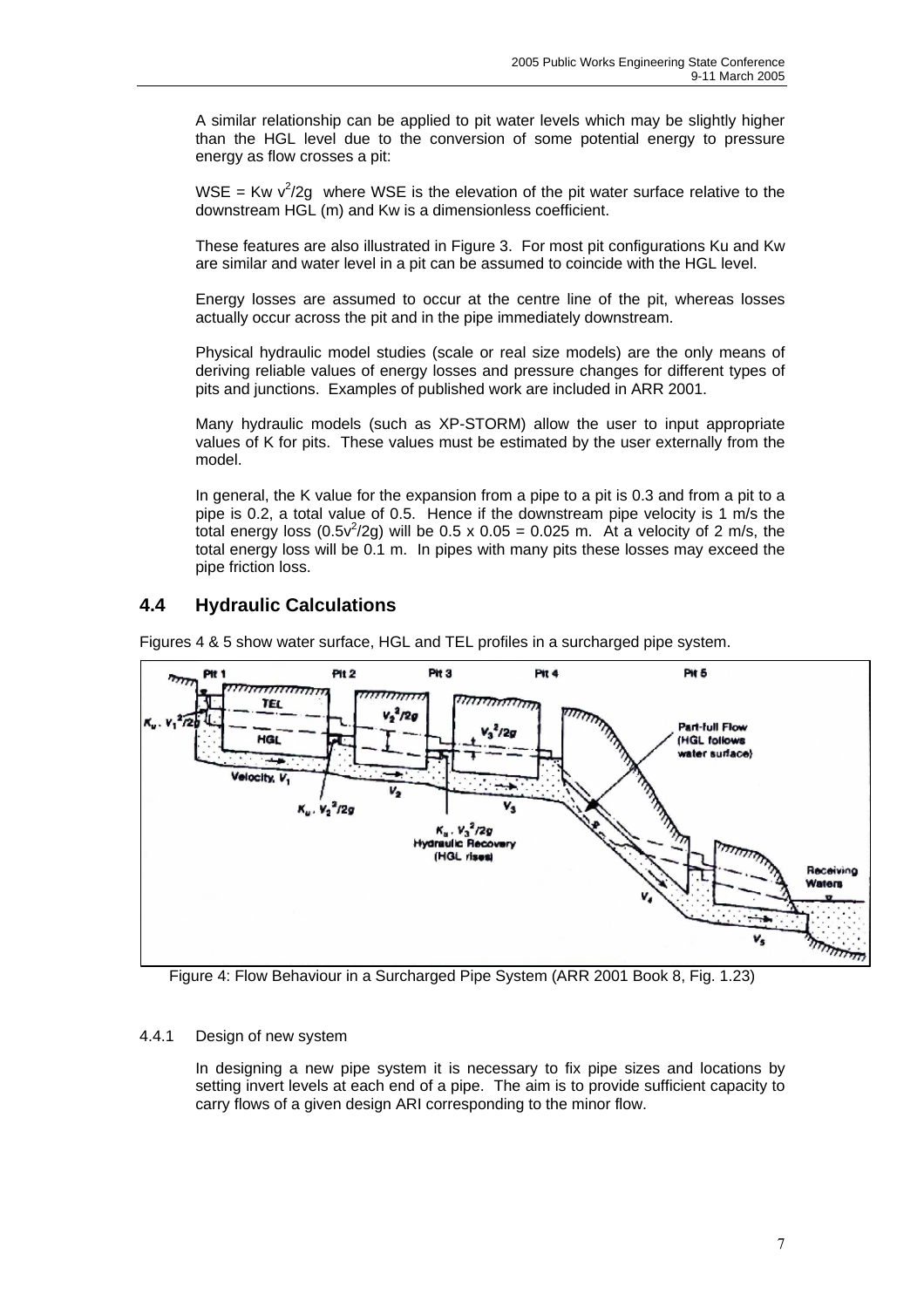A similar relationship can be applied to pit water levels which may be slightly higher than the HGL level due to the conversion of some potential energy to pressure energy as flow crosses a pit:

WSE = Kw $v^2/2g$ where WSE is the elevation of the pit water surface relative to the downstream HGL (m) and Kw is a dimensionless coefficient.

These features are also illustrated in Figure 3. For most pit configurations Ku and Kw are similar and water level in a pit can be assumed to coincide with the HGL level.

Energy losses are assumed to occur at the centre line of the pit, whereas losses actually occur across the pit and in the pipe immediately downstream.

Physical hydraulic model studies (scale or real size models) are the only means of deriving reliable values of energy losses and pressure changes for different types of pits and junctions. Examples of published work are included in ARR 2001.

Many hydraulic models (such as XP-STORM) allow the user to input appropriate values of K for pits. These values must be estimated by the user externally from the model.

In general, the K value for the expansion from a pipe to a pit is 0.3 and from a pit to a pipe is 0.2, a total value of 0.5. Hence if the downstream pipe velocity is 1 m/s the total energy loss ($0.5v^2/2g$) will be 0.5 x 0.05 = 0.025 m. At a velocity of 2 m/s, the total energy loss will be 0.1 m. In pipes with many pits these losses may exceed the pipe friction loss.

## 4.4 Hydraulic Calculations

Figures 4 & 5 show water surface, HGL and TEL profiles in a surcharged pipe system.

Figure 4: Flow Behaviour in a Surcharged Pipe System (ARR 2001 Book 8, Fig. 1.23)

### 4.4.1 Design of new system

In designing a new pipe system it is necessary to fix pipe sizes and locations by setting invert levels at each end of a pipe. The aim is to provide sufficient capacity to carry flows of a given design ARI corresponding to the minor flow.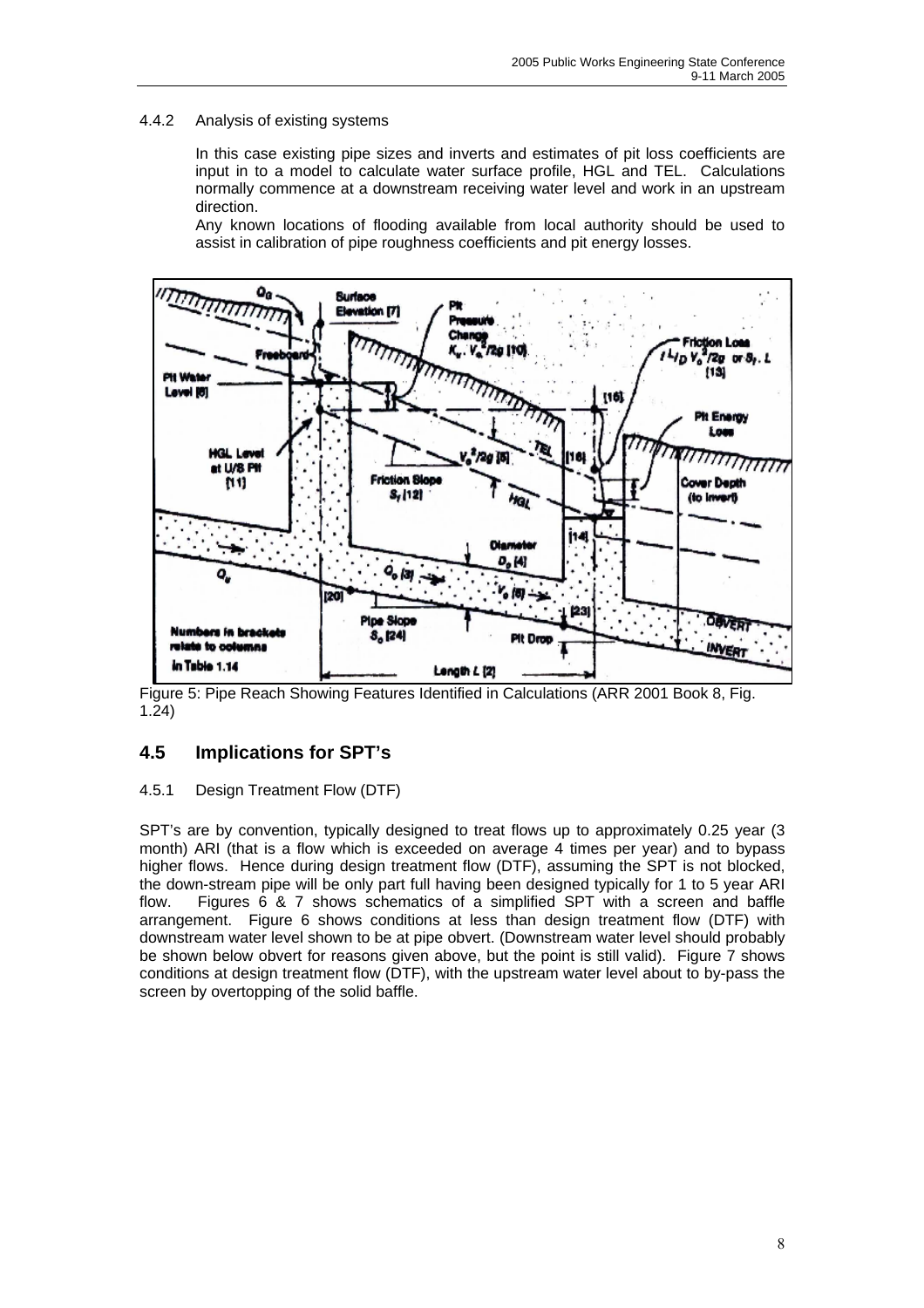4.4.2 Analysis of existing systems

In this case existing pipe sizes and inverts and estimates of pit loss coefficients are input in to a model to calculate water surface profile, HGL and TEL. Calculations normally commence at a downstream receiving water level and work in an upstream direction.

Any known locations of flooding available from local authority should be used to assist in calibration of pipe roughness coefficients and pit energy losses.

Figure 5: Pipe Reach Showing Features Identified in Calculations (ARR 2001 Book 8, Fig. 1.24)

## 4.5 Implications for SPT's

4.5.1 Design Treatment Flow (DTF)

SPT's are by convention, typically designed to treat flows up to approximately 0.25 year (3 month) ARI (that is a flow which is exceeded on average 4 times per year) and to bypass higher flows. Hence during design treatment flow (DTF), assuming the SPT is not blocked, the down-stream pipe will be only part full having been designed typically for 1 to 5 year ARI flow. Figures 6 & 7 shows schematics of a simplified SPT with a screen and baffle arrangement. Figure 6 shows conditions at less than design treatment flow (DTF) with downstream water level shown to be at pipe obvert. (Downstream water level should probably be shown below obvert for reasons given above, but the point is still valid). Figure 7 shows conditions at design treatment flow (DTF), with the upstream water level about to by-pass the screen by overtopping of the solid baffle.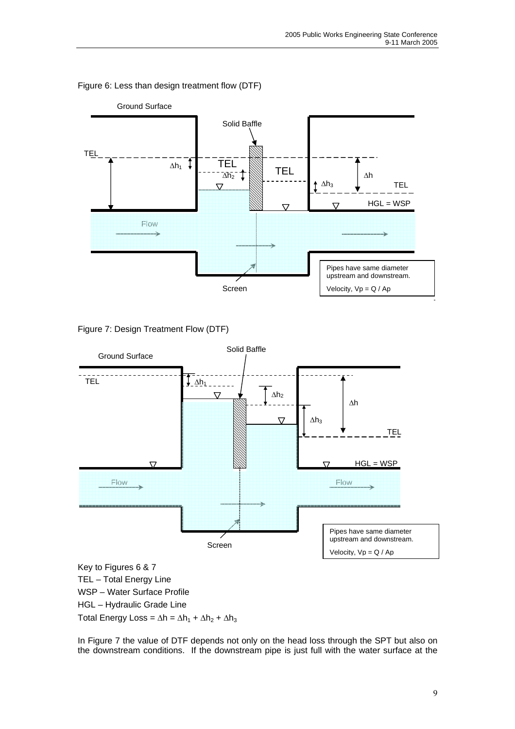Figure 6: Less than design treatment flow (DTF)

Figure 7: Design Treatment Flow (DTF)

Key to Figures 6 & 7

TEL – Total Energy Line

WSP – Water Surface Profile

HGL – Hydraulic Grade Line

Total Energy Loss = $\Delta h = \Delta h_1 + \Delta h_2 + \Delta h_3$

In Figure 7 the value of DTF depends not only on the head loss through the SPT but also on the downstream conditions. If the downstream pipe is just full with the water surface at the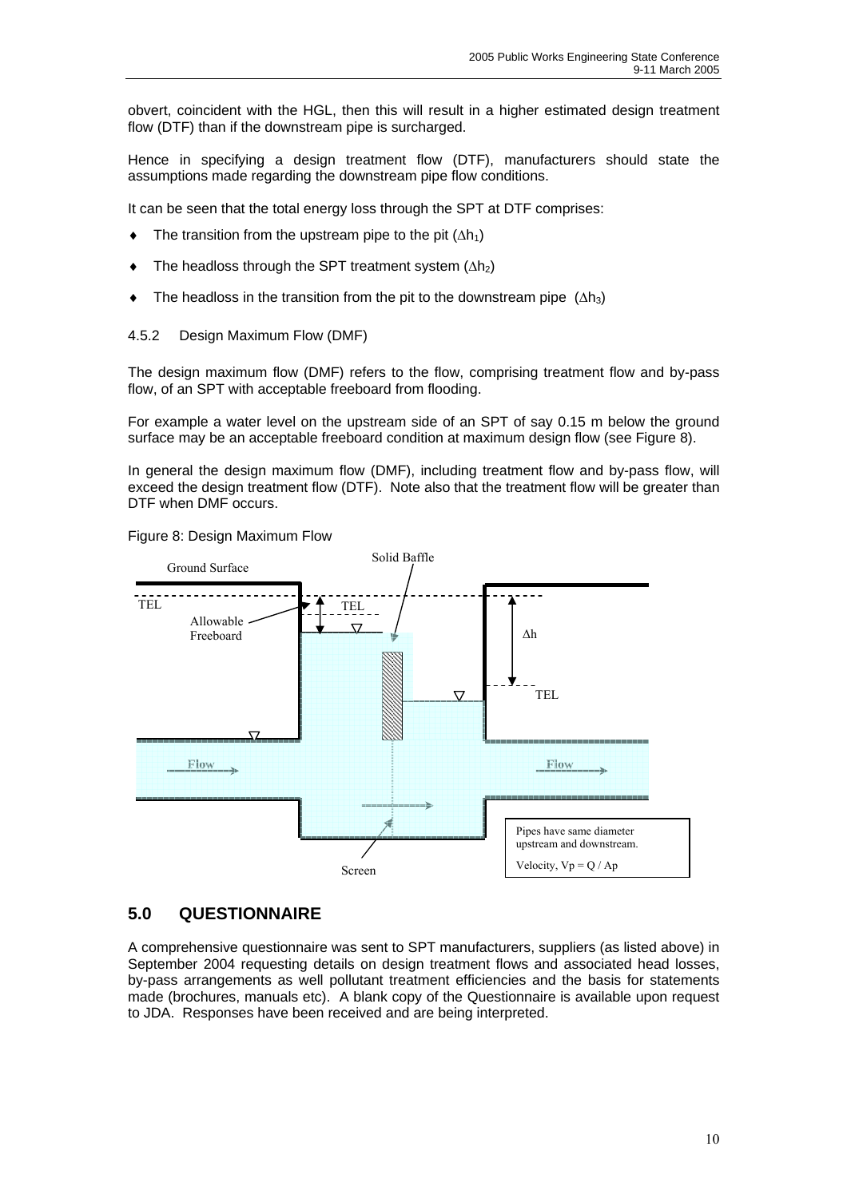obvert, coincident with the HGL, then this will result in a higher estimated design treatment flow (DTF) than if the downstream pipe is surcharged.

Hence in specifying a design treatment flow (DTF), manufacturers should state the assumptions made regarding the downstream pipe flow conditions.

It can be seen that the total energy loss through the SPT at DTF comprises:

- The transition from the upstream pipe to the pit ($\Delta h_1$)
- The headloss through the SPT treatment system ($\Delta h_2$)
- The headloss in the transition from the pit to the downstream pipe ($\Delta h_3$)

4.5.2 Design Maximum Flow (DMF)

The design maximum flow (DMF) refers to the flow, comprising treatment flow and by-pass flow, of an SPT with acceptable freeboard from flooding.

For example a water level on the upstream side of an SPT of say 0.15 m below the ground surface may be an acceptable freeboard condition at maximum design flow (see Figure 8).

In general the design maximum flow (DMF), including treatment flow and by-pass flow, will exceed the design treatment flow (DTF). Note also that the treatment flow will be greater than DTF when DMF occurs.

Figure 8: Design Maximum Flow

## 5.0 QUESTIONNAIRE

A comprehensive questionnaire was sent to SPT manufacturers, suppliers (as listed above) in September 2004 requesting details on design treatment flows and associated head losses, by-pass arrangements as well pollutant treatment efficiencies and the basis for statements made (brochures, manuals etc). A blank copy of the Questionnaire is available upon request to JDA. Responses have been received and are being interpreted.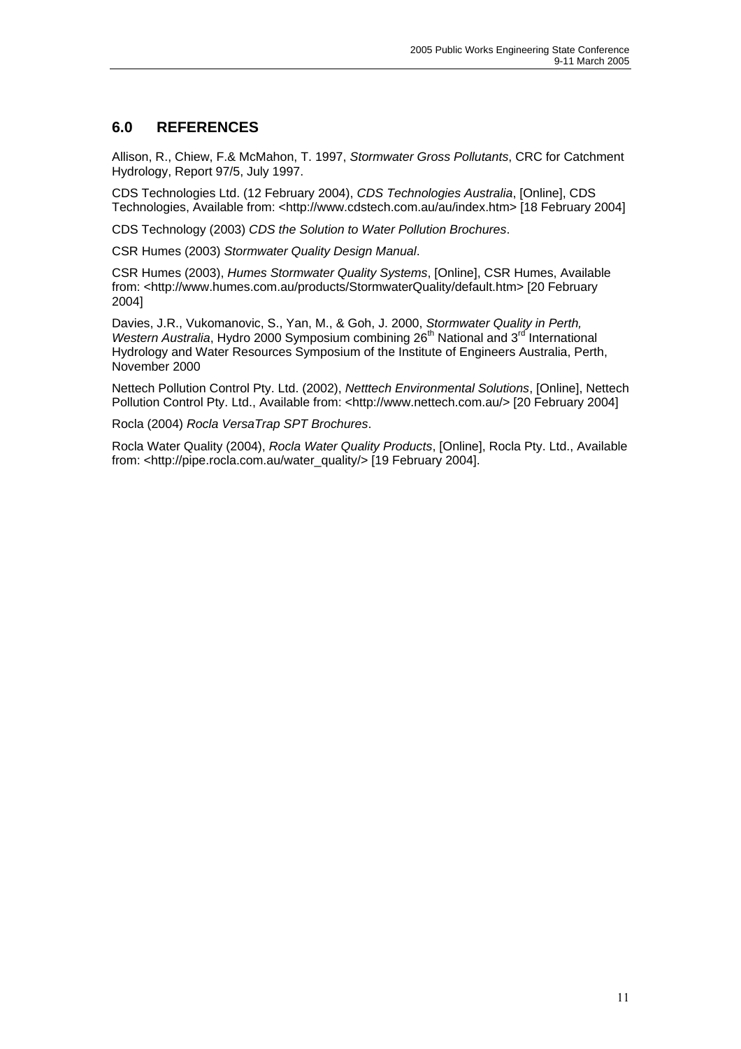## 6.0 REFERENCES

Allison, R., Chiew, F.& McMahon, T. 1997, *Stormwater Gross Pollutants*, CRC for Catchment Hydrology, Report 97/5, July 1997.

CDS Technologies Ltd. (12 February 2004), *CDS Technologies Australia*, [Online], CDS Technologies, Available from: <http://www.cdstech.com.au/au/index.htm> [18 February 2004]

CDS Technology (2003) *CDS the Solution to Water Pollution Brochures*.

CSR Humes (2003) *Stormwater Quality Design Manual*.

CSR Humes (2003), *Humes Stormwater Quality Systems*, [Online], CSR Humes, Available from: <http://www.humes.com.au/products/StormwaterQuality/default.htm> [20 February 2004]

Davies, J.R., Vukomanovic, S., Yan, M., & Goh, J. 2000, *Stormwater Quality in Perth, Western Australia*, Hydro 2000 Symposium combining 26th National and 3rd International Hydrology and Water Resources Symposium of the Institute of Engineers Australia, Perth, November 2000

Nettech Pollution Control Pty. Ltd. (2002), *Netttech Environmental Solutions*, [Online], Nettech Pollution Control Pty. Ltd., Available from: <http://www.nettech.com.au/> [20 February 2004]

Rocla (2004) *Rocla VersaTrap SPT Brochures*.

Rocla Water Quality (2004), *Rocla Water Quality Products*, [Online], Rocla Pty. Ltd., Available from: <http://pipe.rocla.com.au/water_quality/> [19 February 2004].